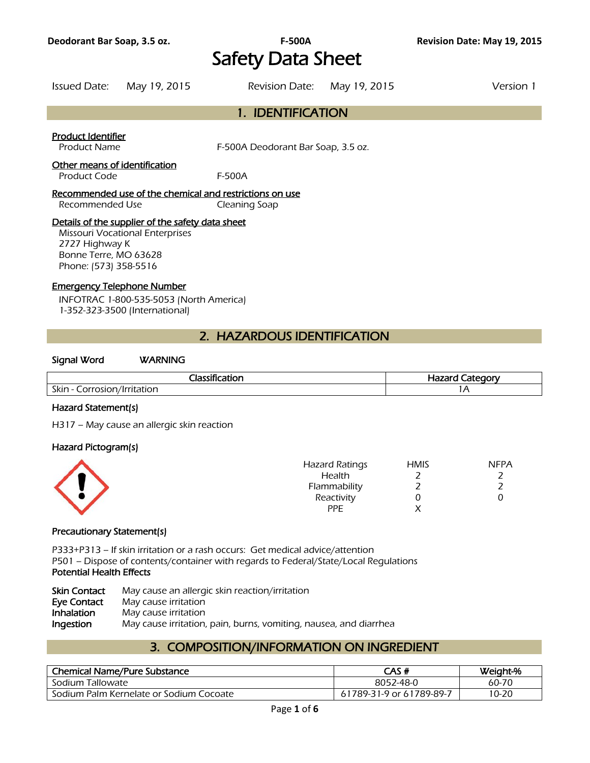# Safety Data Sheet

Issued Date: May 19, 2015 Revision Date: May 19, 2015 Version 1

## 1. IDENTIFICATION

**Product Identifier**

Product Name F-500A Deodorant Bar Soap, 3.5 oz.

**Other means of identification**

Product Code F-500A

**Recommended use of the chemical and restrictions on use**

Recommended Use Cleaning Soap

**Details of the supplier of the safety data sheet**

Missouri Vocational Enterprises
2727 Highway K
Bonne Terre, MO 63628
Phone: (573) 358-5516

**Emergency Telephone Number**

INFOTRAC 1-800-535-5053 (North America)
1-352-323-3500 (International)

## 2. HAZARDOUS IDENTIFICATION

**Signal Word** WARNING

| Classification | Hazard Category |
| --- | --- |
| Skin - Corrosion/Irritation | 1A |

**Hazard Statement(s)**

H317 – May cause an allergic skin reaction

**Hazard Pictogram(s)**

| Hazard Ratings | HMIS | NFPA |
| --- | --- | --- |
| Health | 2 | 2 |
| Flammability | 2 | 2 |
| Reactivity | 0 | 0 |
| PPE | X | |

**Precautionary Statement(s)**

P333+P313 – If skin irritation or a rash occurs: Get medical advice/attention
P501 – Dispose of contents/container with regards to Federal/State/Local Regulations

**Potential Health Effects**

**Skin Contact** May cause an allergic skin reaction/irritation
**Eye Contact** May cause irritation
**Inhalation** May cause irritation
**Ingestion** May cause irritation, pain, burns, vomiting, nausea, and diarrhea

## 3. COMPOSITION/INFORMATION ON INGREDIENT

| Chemical Name/Pure Substance | CAS # | Weight-% |
| --- | --- | --- |
| Sodium Tallowate | 8052-48-0 | 60-70 |
| Sodium Palm Kernelate or Sodium Cocoate | 61789-31-9 or 61789-89-7 | 10-20 |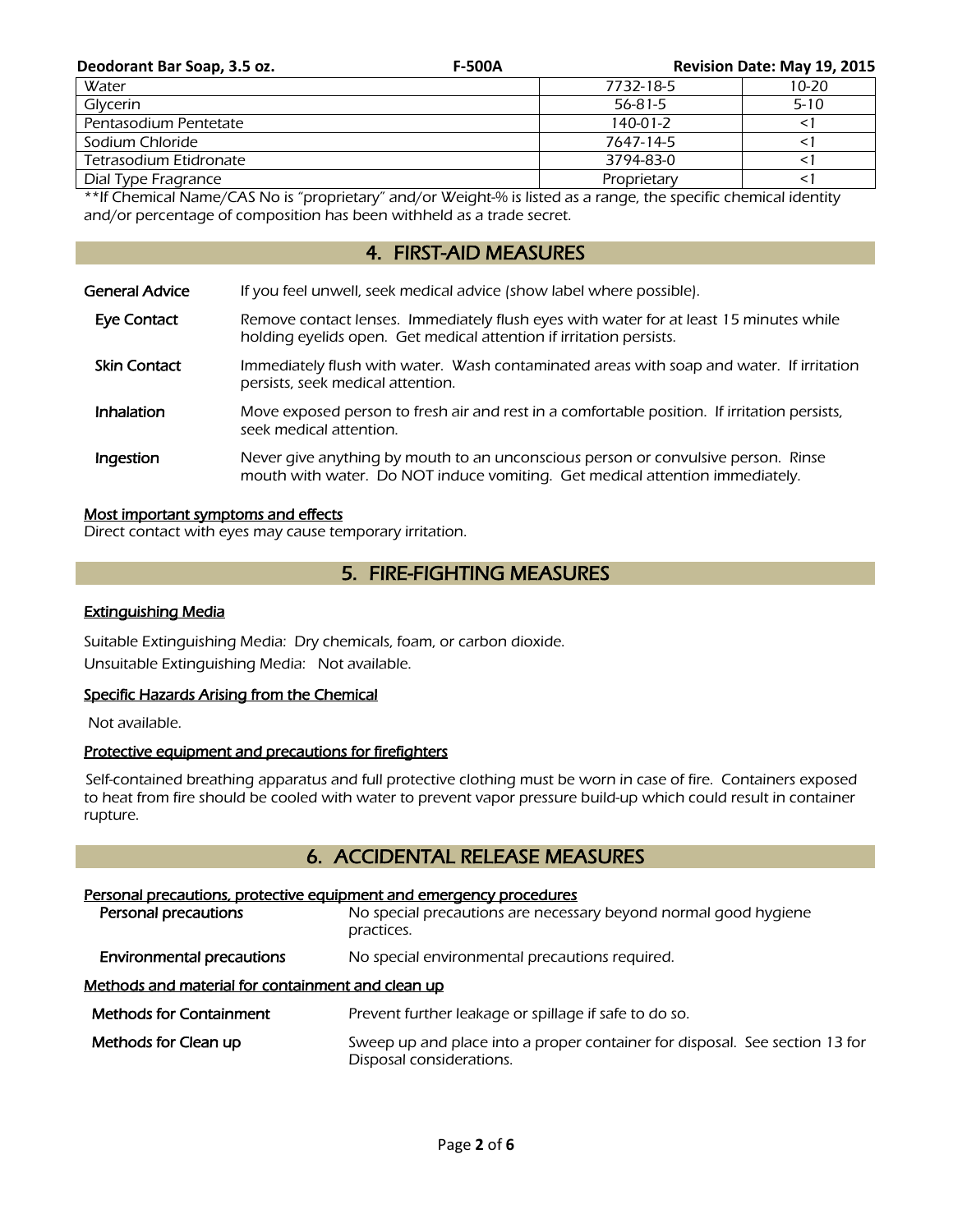| | | |
|---|---|---|
| Water | 7732-18-5 | 10-20 |
| Glycerin | 56-81-5 | 5-10 |
| Pentasodium Pentetate | 140-01-2 | <1 |
| Sodium Chloride | 7647-14-5 | <1 |
| Tetrasodium Etidronate | 3794-83-0 | <1 |
| Dial Type Fragrance | Proprietary | <1 |

**If Chemical Name/CAS No is "proprietary" and/or Weight-% is listed as a range, the specific chemical identity and/or percentage of composition has been withheld as a trade secret.

## 4. FIRST-AID MEASURES

**General Advice** If you feel unwell, seek medical advice (show label where possible).

**Eye Contact** Remove contact lenses. Immediately flush eyes with water for at least 15 minutes while holding eyelids open. Get medical attention if irritation persists.

**Skin Contact** Immediately flush with water. Wash contaminated areas with soap and water. If irritation persists, seek medical attention.

**Inhalation** Move exposed person to fresh air and rest in a comfortable position. If irritation persists, seek medical attention.

**Ingestion** Never give anything by mouth to an unconscious person or convulsive person. Rinse mouth with water. Do NOT induce vomiting. Get medical attention immediately.

### Most important symptoms and effects

Direct contact with eyes may cause temporary irritation.

## 5. FIRE-FIGHTING MEASURES

### Extinguishing Media

Suitable Extinguishing Media: Dry chemicals, foam, or carbon dioxide.

Unsuitable Extinguishing Media: Not available.

### Specific Hazards Arising from the Chemical

Not available.

### Protective equipment and precautions for firefighters

Self-contained breathing apparatus and full protective clothing must be worn in case of fire. Containers exposed to heat from fire should be cooled with water to prevent vapor pressure build-up which could result in container rupture.

## 6. ACCIDENTAL RELEASE MEASURES

### Personal precautions, protective equipment and emergency procedures

**Personal precautions** No special precautions are necessary beyond normal good hygiene practices.

**Environmental precautions** No special environmental precautions required.

### Methods and material for containment and clean up

**Methods for Containment** Prevent further leakage or spillage if safe to do so.

**Methods for Clean up** Sweep up and place into a proper container for disposal. See section 13 for Disposal considerations.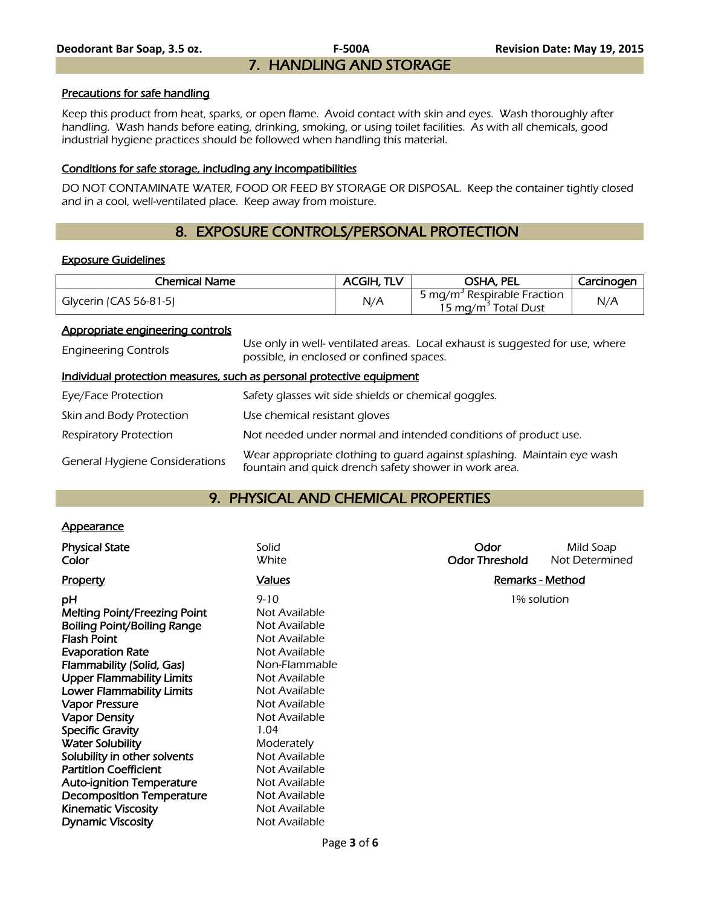## 7. HANDLING AND STORAGE

**Precautions for safe handling**

Keep this product from heat, sparks, or open flame. Avoid contact with skin and eyes. Wash thoroughly after handling. Wash hands before eating, drinking, smoking, or using toilet facilities. As with all chemicals, good industrial hygiene practices should be followed when handling this material.

**Conditions for safe storage, including any incompatibilities**

DO NOT CONTAMINATE WATER, FOOD OR FEED BY STORAGE OR DISPOSAL. Keep the container tightly closed and in a cool, well-ventilated place. Keep away from moisture.

## 8. EXPOSURE CONTROLS/PERSONAL PROTECTION

**Exposure Guidelines**

| Chemical Name | ACGIH, TLV | OSHA, PEL | Carcinogen |
|---|---|---|---|
| Glycerin (CAS 56-81-5) | N/A | 5 mg/m$^3$ Respirable Fraction<br>15 mg/m$^3$ Total Dust | N/A |

**Appropriate engineering controls**

| | |
|---|---|
| Engineering Controls | Use only in well- ventilated areas. Local exhaust is suggested for use, where possible, in enclosed or confined spaces. |

**Individual protection measures, such as personal protective equipment**

| | |
|---|---|
| Eye/Face Protection | Safety glasses wit side shields or chemical goggles. |
| Skin and Body Protection | Use chemical resistant gloves |
| Respiratory Protection | Not needed under normal and intended conditions of product use. |
| General Hygiene Considerations | Wear appropriate clothing to guard against splashing. Maintain eye wash fountain and quick drench safety shower in work area. |

## 9. PHYSICAL AND CHEMICAL PROPERTIES

**Appearance**

| | | | |
|---|---|---|---|
| **Physical State** | Solid | **Odor** | Mild Soap |
| **Color** | White | **Odor Threshold** | Not Determined |

| **Property** | **Values** | **Remarks - Method** |
|---|---|---|
| **pH** | 9-10 | 1% solution |
| **Melting Point/Freezing Point** | Not Available | |
| **Boiling Point/Boiling Range** | Not Available | |
| **Flash Point** | Not Available | |
| **Evaporation Rate** | Not Available | |
| **Flammability (Solid, Gas)** | Non-Flammable | |
| **Upper Flammability Limits** | Not Available | |
| **Lower Flammability Limits** | Not Available | |
| **Vapor Pressure** | Not Available | |
| **Vapor Density** | Not Available | |
| **Specific Gravity** | 1.04 | |
| **Water Solubility** | Moderately | |
| **Solubility in other solvents** | Not Available | |
| **Partition Coefficient** | Not Available | |
| **Auto-ignition Temperature** | Not Available | |
| **Decomposition Temperature** | Not Available | |
| **Kinematic Viscosity** | Not Available | |
| **Dynamic Viscosity** | Not Available | |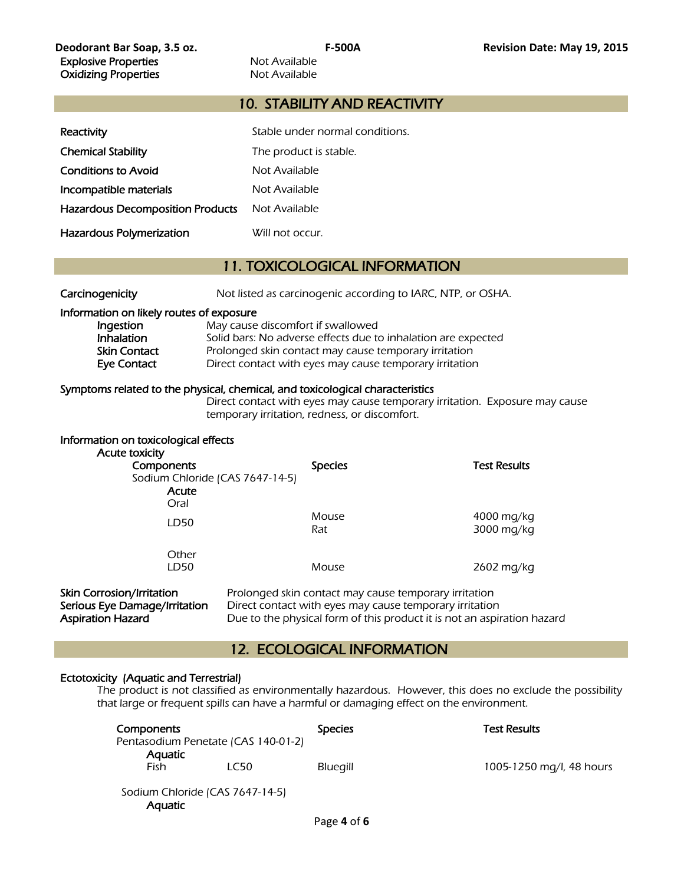| | |
|---|---|
| **Explosive Properties** | Not Available |
| **Oxidizing Properties** | Not Available |

## 10. STABILITY AND REACTIVITY

| | |
|---|---|
| **Reactivity** | Stable under normal conditions. |
| **Chemical Stability** | The product is stable. |
| **Conditions to Avoid** | Not Available |
| **Incompatible materials** | Not Available |
| **Hazardous Decomposition Products** | Not Available |
| **Hazardous Polymerization** | Will not occur. |

## 11. TOXICOLOGICAL INFORMATION

**Carcinogenicity** Not listed as carcinogenic according to IARC, NTP, or OSHA.

**Information on likely routes of exposure**

| | |
|---|---|
| **Ingestion** | May cause discomfort if swallowed |
| **Inhalation** | Solid bars: No adverse effects due to inhalation are expected |
| **Skin Contact** | Prolonged skin contact may cause temporary irritation |
| **Eye Contact** | Direct contact with eyes may cause temporary irritation |

**Symptoms related to the physical, chemical, and toxicological characteristics**

Direct contact with eyes may cause temporary irritation. Exposure may cause temporary irritation, redness, or discomfort.

**Information on toxicological effects**

**Acute toxicity**

| Components | Species | Test Results |
|---|---|---|
| Sodium Chloride (CAS 7647-14-5) | | |
| **Acute** | | |
| Oral | | |
| LD50 | Mouse | 4000 mg/kg |
| | Rat | 3000 mg/kg |
| Other | | |
| LD50 | Mouse | 2602 mg/kg |

| | |
|---|---|
| **Skin Corrosion/Irritation** | Prolonged skin contact may cause temporary irritation |
| **Serious Eye Damage/Irritation** | Direct contact with eyes may cause temporary irritation |
| **Aspiration Hazard** | Due to the physical form of this product it is not an aspiration hazard |

## 12. ECOLOGICAL INFORMATION

**Ectotoxicity (Aquatic and Terrestrial)**

The product is not classified as environmentally hazardous. However, this does no exclude the possibility that large or frequent spills can have a harmful or damaging effect on the environment.

| Components | | Species | Test Results |
|---|---|---|---|
| Pentasodium Penetate (CAS 140-01-2) | | | |
| **Aquatic** | | | |
| Fish | LC50 | Bluegill | 1005-1250 mg/l, 48 hours |
| Sodium Chloride (CAS 7647-14-5) | | | |
| **Aquatic** | | | |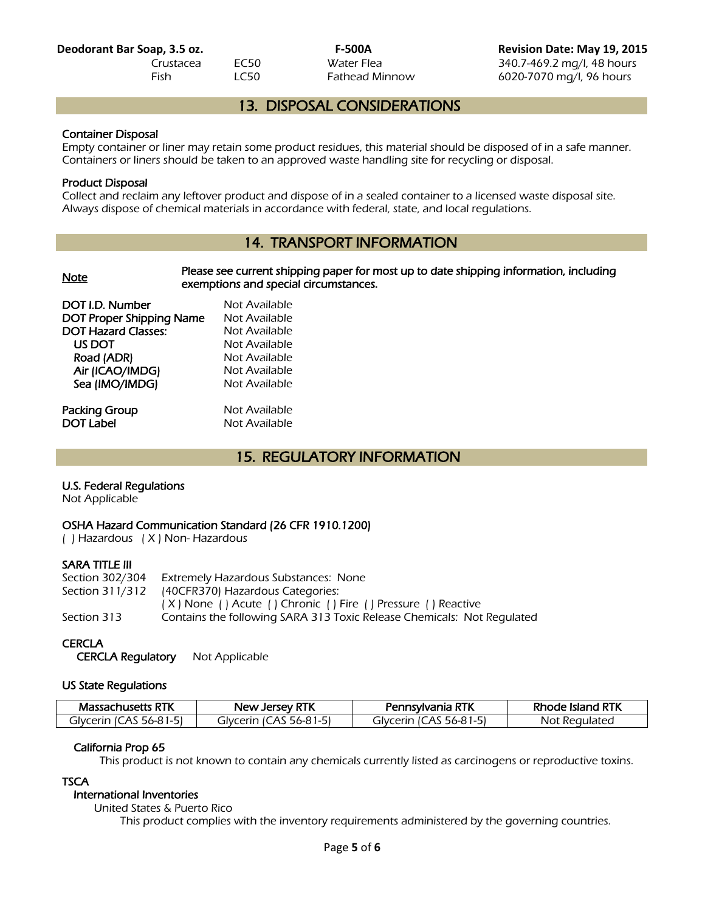| | | | |
|---|---|---|---|
| Crustacea | EC50 | Water Flea | 340.7-469.2 mg/l, 48 hours |
| Fish | LC50 | Fathead Minnow | 6020-7070 mg/l, 96 hours |

## 13. DISPOSAL CONSIDERATIONS

### Container Disposal

Empty container or liner may retain some product residues, this material should be disposed of in a safe manner. Containers or liners should be taken to an approved waste handling site for recycling or disposal.

### Product Disposal

Collect and reclaim any leftover product and dispose of in a sealed container to a licensed waste disposal site. Always dispose of chemical materials in accordance with federal, state, and local regulations.

## 14. TRANSPORT INFORMATION

**Note** Please see current shipping paper for most up to date shipping information, including exemptions and special circumstances.

**DOT I.D. Number** Not Available
**DOT Proper Shipping Name** Not Available
**DOT Hazard Classes:** Not Available
- **US DOT** Not Available
- **Road (ADR)** Not Available
- **Air (ICAO/IMDG)** Not Available
- **Sea (IMO/IMDG)** Not Available

**Packing Group** Not Available
**DOT Label** Not Available

## 15. REGULATORY INFORMATION

### U.S. Federal Regulations

Not Applicable

### OSHA Hazard Communication Standard (26 CFR 1910.1200)

( ) Hazardous ( X ) Non- Hazardous

### SARA TITLE III

Section 302/304 Extremely Hazardous Substances: None
Section 311/312 (40CFR370) Hazardous Categories:
( X ) None ( ) Acute ( ) Chronic ( ) Fire ( ) Pressure ( ) Reactive
Section 313 Contains the following SARA 313 Toxic Release Chemicals: Not Regulated

### CERCLA

**CERCLA Regulatory** Not Applicable

### US State Regulations

| Massachusetts RTK | New Jersey RTK | Pennsylvania RTK | Rhode Island RTK |
|---|---|---|---|
| Glycerin (CAS 56-81-5) | Glycerin (CAS 56-81-5) | Glycerin (CAS 56-81-5) | Not Regulated |

### California Prop 65

This product is not known to contain any chemicals currently listed as carcinogens or reproductive toxins.

### TSCA

#### International Inventories

United States & Puerto Rico

This product complies with the inventory requirements administered by the governing countries.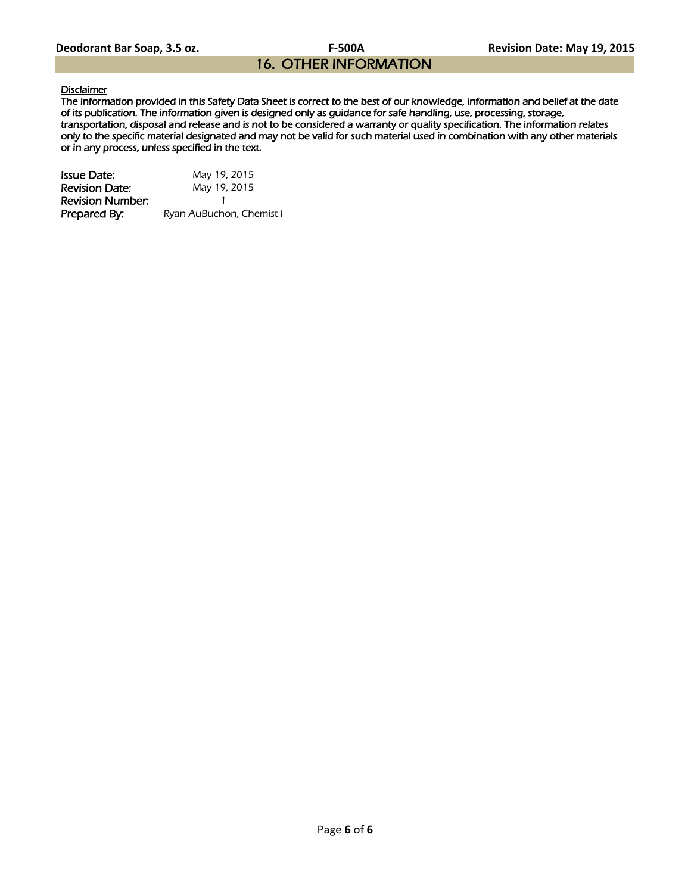## 16. OTHER INFORMATION

Disclaimer

The information provided in this Safety Data Sheet is correct to the best of our knowledge, information and belief at the date of its publication. The information given is designed only as guidance for safe handling, use, processing, storage, transportation, disposal and release and is not to be considered a warranty or quality specification. The information relates only to the specific material designated and may not be valid for such material used in combination with any other materials or in any process, unless specified in the text.

| | |
|---|---|
| **Issue Date:** | May 19, 2015 |
| **Revision Date:** | May 19, 2015 |
| **Revision Number:** | 1 |
| **Prepared By:** | Ryan AuBuchon, Chemist I |